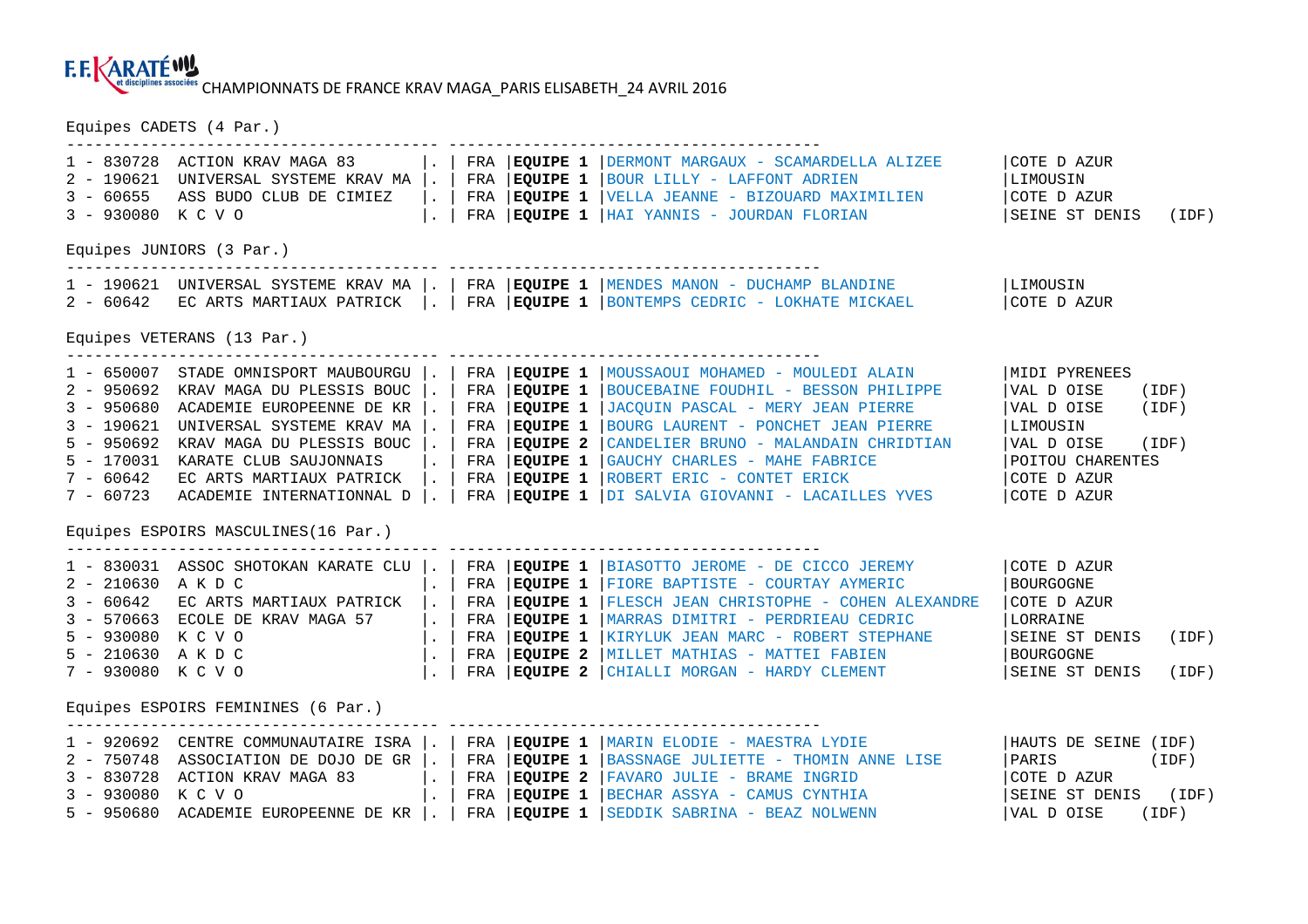F.F. KARATÉ et disciplines associées CHAMPIONNATS DE FRANCE KRAV MAGA_PARIS ELISABETH_24 AVRIL 2016

### Equipes CADETS (4 Par.)

| Rang | Code | Club | | Pays | Equipe | Participants | Ligue |
|---|---|---|---|---|---|---|---|
| 1 | 830728 | ACTION KRAV MAGA 83 | . | FRA | **EQUIPE 1** | DERMONT MARGAUX - SCAMARDELLA ALIZEE | COTE D AZUR |
| 2 | 190621 | UNIVERSAL SYSTEME KRAV MA | . | FRA | **EQUIPE 1** | BOUR LILLY - LAFFONT ADRIEN | LIMOUSIN |
| 3 | 60655 | ASS BUDO CLUB DE CIMIEZ | . | FRA | **EQUIPE 1** | VELLA JEANNE - BIZOUARD MAXIMILIEN | COTE D AZUR |
| 3 | 930080 | K C V O | . | FRA | **EQUIPE 1** | HAI YANNIS - JOURDAN FLORIAN | SEINE ST DENIS (IDF) |

### Equipes JUNIORS (3 Par.)

| Rang | Code | Club | | Pays | Equipe | Participants | Ligue |
|---|---|---|---|---|---|---|---|
| 1 | 190621 | UNIVERSAL SYSTEME KRAV MA | . | FRA | **EQUIPE 1** | MENDES MANON - DUCHAMP BLANDINE | LIMOUSIN |
| 2 | 60642 | EC ARTS MARTIAUX PATRICK | . | FRA | **EQUIPE 1** | BONTEMPS CEDRIC - LOKHATE MICKAEL | COTE D AZUR |

### Equipes VETERANS (13 Par.)

| Rang | Code | Club | | Pays | Equipe | Participants | Ligue |
|---|---|---|---|---|---|---|---|
| 1 | 650007 | STADE OMNISPORT MAUBOURGU | . | FRA | **EQUIPE 1** | MOUSSAOUI MOHAMED - MOULEDI ALAIN | MIDI PYRENEES |
| 2 | 950692 | KRAV MAGA DU PLESSIS BOUC | . | FRA | **EQUIPE 1** | BOUCEBAINE FOUDHIL - BESSON PHILIPPE | VAL D OISE (IDF) |
| 3 | 950680 | ACADEMIE EUROPEENNE DE KR | . | FRA | **EQUIPE 1** | JACQUIN PASCAL - MERY JEAN PIERRE | VAL D OISE (IDF) |
| 3 | 190621 | UNIVERSAL SYSTEME KRAV MA | . | FRA | **EQUIPE 1** | BOURG LAURENT - PONCHET JEAN PIERRE | LIMOUSIN |
| 5 | 950692 | KRAV MAGA DU PLESSIS BOUC | . | FRA | **EQUIPE 2** | CANDELIER BRUNO - MALANDAIN CHRIDTIAN | VAL D OISE (IDF) |
| 5 | 170031 | KARATE CLUB SAUJONNAIS | . | FRA | **EQUIPE 1** | GAUCHY CHARLES - MAHE FABRICE | POITOU CHARENTES |
| 7 | 60642 | EC ARTS MARTIAUX PATRICK | . | FRA | **EQUIPE 1** | ROBERT ERIC - CONTET ERICK | COTE D AZUR |
| 7 | 60723 | ACADEMIE INTERNATIONNAL D | . | FRA | **EQUIPE 1** | DI SALVIA GIOVANNI - LACAILLES YVES | COTE D AZUR |

### Equipes ESPOIRS MASCULINES(16 Par.)

| Rang | Code | Club | | Pays | Equipe | Participants | Ligue |
|---|---|---|---|---|---|---|---|
| 1 | 830031 | ASSOC SHOTOKAN KARATE CLU | . | FRA | **EQUIPE 1** | BIASOTTO JEROME - DE CICCO JEREMY | COTE D AZUR |
| 2 | 210630 | A K D C | . | FRA | **EQUIPE 1** | FIORE BAPTISTE - COURTAY AYMERIC | BOURGOGNE |
| 3 | 60642 | EC ARTS MARTIAUX PATRICK | . | FRA | **EQUIPE 1** | FLESCH JEAN CHRISTOPHE - COHEN ALEXANDRE | COTE D AZUR |
| 3 | 570663 | ECOLE DE KRAV MAGA 57 | . | FRA | **EQUIPE 1** | MARRAS DIMITRI - PERDRIEAU CEDRIC | LORRAINE |
| 5 | 930080 | K C V O | . | FRA | **EQUIPE 1** | KIRYLUK JEAN MARC - ROBERT STEPHANE | SEINE ST DENIS (IDF) |
| 5 | 210630 | A K D C | . | FRA | **EQUIPE 2** | MILLET MATHIAS - MATTEI FABIEN | BOURGOGNE |
| 7 | 930080 | K C V O | . | FRA | **EQUIPE 2** | CHIALLI MORGAN - HARDY CLEMENT | SEINE ST DENIS (IDF) |

### Equipes ESPOIRS FEMININES (6 Par.)

| Rang | Code | Club | | Pays | Equipe | Participants | Ligue |
|---|---|---|---|---|---|---|---|
| 1 | 920692 | CENTRE COMMUNAUTAIRE ISRA | . | FRA | **EQUIPE 1** | MARIN ELODIE - MAESTRA LYDIE | HAUTS DE SEINE (IDF) |
| 2 | 750748 | ASSOCIATION DE DOJO DE GR | . | FRA | **EQUIPE 1** | BASSNAGE JULIETTE - THOMIN ANNE LISE | PARIS (IDF) |
| 3 | 830728 | ACTION KRAV MAGA 83 | . | FRA | **EQUIPE 2** | FAVARO JULIE - BRAME INGRID | COTE D AZUR |
| 3 | 930080 | K C V O | . | FRA | **EQUIPE 1** | BECHAR ASSYA - CAMUS CYNTHIA | SEINE ST DENIS (IDF) |
| 5 | 950680 | ACADEMIE EUROPEENNE DE KR | . | FRA | **EQUIPE 1** | SEDDIK SABRINA - BEAZ NOLWENN | VAL D OISE (IDF) |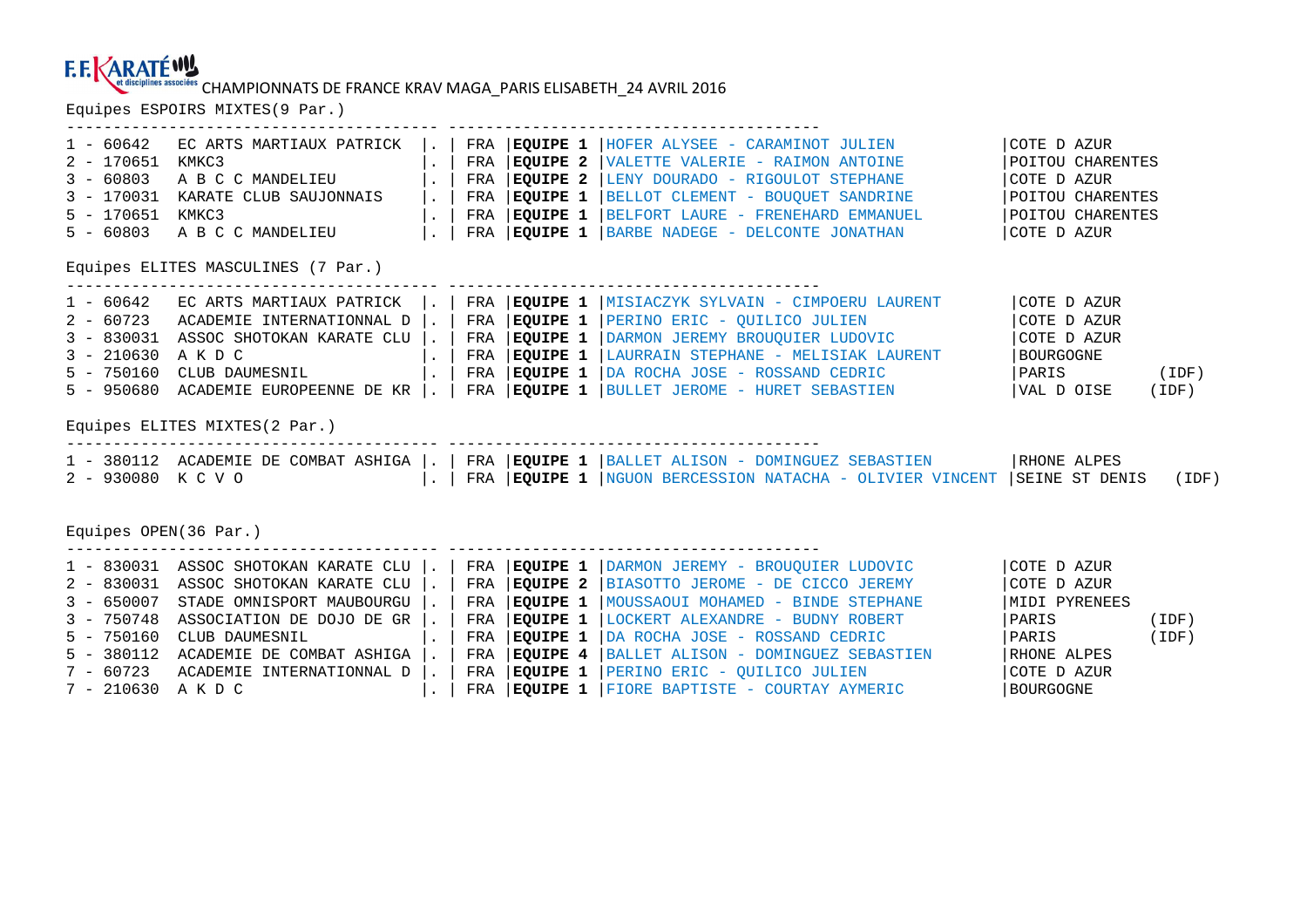F.F.KARATÉ et disciplines associées CHAMPIONNATS DE FRANCE KRAV MAGA_PARIS ELISABETH_24 AVRIL 2016

Equipes ESPOIRS MIXTES(9 Par.)

| | | | | | | | |
|---|---|---|---|---|---|---|---|
| 1 - 60642 | EC ARTS MARTIAUX PATRICK | . | FRA | **EQUIPE 1** | HOFER ALYSEE - CARAMINOT JULIEN | COTE D AZUR | |
| 2 - 170651 | KMKC3 | . | FRA | **EQUIPE 2** | VALETTE VALERIE - RAIMON ANTOINE | POITOU CHARENTES | |
| 3 - 60803 | A B C C MANDELIEU | . | FRA | **EQUIPE 2** | LENY DOURADO - RIGOULOT STEPHANE | COTE D AZUR | |
| 3 - 170031 | KARATE CLUB SAUJONNAIS | . | FRA | **EQUIPE 1** | BELLOT CLEMENT - BOUQUET SANDRINE | POITOU CHARENTES | |
| 5 - 170651 | KMKC3 | . | FRA | **EQUIPE 1** | BELFORT LAURE - FRENEHARD EMMANUEL | POITOU CHARENTES | |
| 5 - 60803 | A B C C MANDELIEU | . | FRA | **EQUIPE 1** | BARBE NADEGE - DELCONTE JONATHAN | COTE D AZUR | |

Equipes ELITES MASCULINES (7 Par.)

| | | | | | | | |
|---|---|---|---|---|---|---|---|
| 1 - 60642 | EC ARTS MARTIAUX PATRICK | . | FRA | **EQUIPE 1** | MISIACZYK SYLVAIN - CIMPOERU LAURENT | COTE D AZUR | |
| 2 - 60723 | ACADEMIE INTERNATIONNAL D | . | FRA | **EQUIPE 1** | PERINO ERIC - QUILICO JULIEN | COTE D AZUR | |
| 3 - 830031 | ASSOC SHOTOKAN KARATE CLU | . | FRA | **EQUIPE 1** | DARMON JEREMY BROUQUIER LUDOVIC | COTE D AZUR | |
| 3 - 210630 | A K D C | . | FRA | **EQUIPE 1** | LAURRAIN STEPHANE - MELISIAK LAURENT | BOURGOGNE | |
| 5 - 750160 | CLUB DAUMESNIL | . | FRA | **EQUIPE 1** | DA ROCHA JOSE - ROSSAND CEDRIC | PARIS | (IDF) |
| 5 - 950680 | ACADEMIE EUROPEENNE DE KR | . | FRA | **EQUIPE 1** | BULLET JEROME - HURET SEBASTIEN | VAL D OISE | (IDF) |

Equipes ELITES MIXTES(2 Par.)

| | | | | | | | |
|---|---|---|---|---|---|---|---|
| 1 - 380112 | ACADEMIE DE COMBAT ASHIGA | . | FRA | **EQUIPE 1** | BALLET ALISON - DOMINGUEZ SEBASTIEN | RHONE ALPES | |
| 2 - 930080 | K C V O | . | FRA | **EQUIPE 1** | NGUON BERCESSION NATACHA - OLIVIER VINCENT | SEINE ST DENIS | (IDF) |

Equipes OPEN(36 Par.)

| | | | | | | | |
|---|---|---|---|---|---|---|---|
| 1 - 830031 | ASSOC SHOTOKAN KARATE CLU | . | FRA | **EQUIPE 1** | DARMON JEREMY - BROUQUIER LUDOVIC | COTE D AZUR | |
| 2 - 830031 | ASSOC SHOTOKAN KARATE CLU | . | FRA | **EQUIPE 2** | BIASOTTO JEROME - DE CICCO JEREMY | COTE D AZUR | |
| 3 - 650007 | STADE OMNISPORT MAUBOURGU | . | FRA | **EQUIPE 1** | MOUSSAOUI MOHAMED - BINDE STEPHANE | MIDI PYRENEES | |
| 3 - 750748 | ASSOCIATION DE DOJO DE GR | . | FRA | **EQUIPE 1** | LOCKERT ALEXANDRE - BUDNY ROBERT | PARIS | (IDF) |
| 5 - 750160 | CLUB DAUMESNIL | . | FRA | **EQUIPE 1** | DA ROCHA JOSE - ROSSAND CEDRIC | PARIS | (IDF) |
| 5 - 380112 | ACADEMIE DE COMBAT ASHIGA | . | FRA | **EQUIPE 4** | BALLET ALISON - DOMINGUEZ SEBASTIEN | RHONE ALPES | |
| 7 - 60723 | ACADEMIE INTERNATIONNAL D | . | FRA | **EQUIPE 1** | PERINO ERIC - QUILICO JULIEN | COTE D AZUR | |
| 7 - 210630 | A K D C | . | FRA | **EQUIPE 1** | FIORE BAPTISTE - COURTAY AYMERIC | BOURGOGNE | |